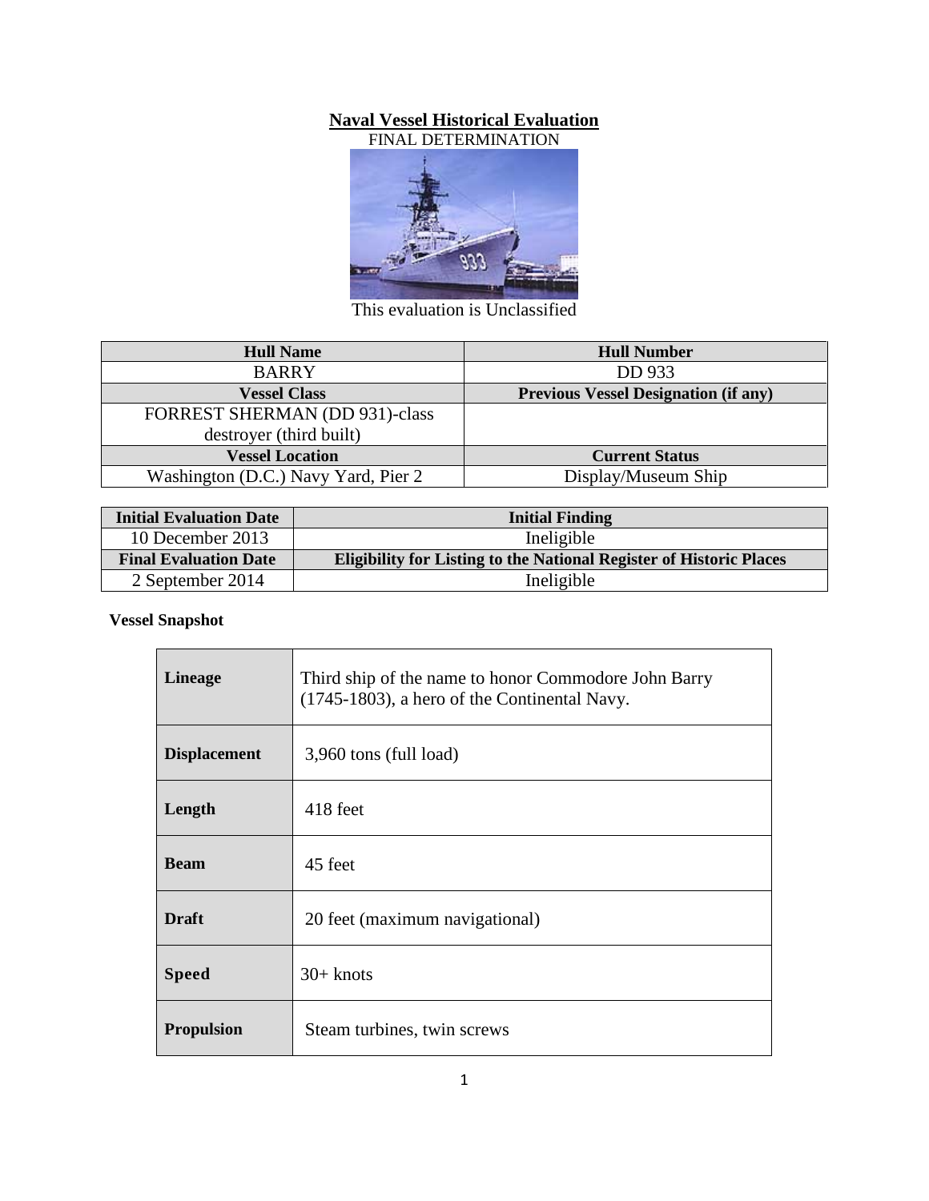# Naval Vessel Historical Evaluation

FINAL DETERMINATION

This evaluation is Unclassified

| Hull Name | Hull Number |
|---|---|
| BARRY | DD 933 |
| **Vessel Class** | **Previous Vessel Designation (if any)** |
| FORREST SHERMAN (DD 931)-class destroyer (third built) | |
| **Vessel Location** | **Current Status** |
| Washington (D.C.) Navy Yard, Pier 2 | Display/Museum Ship |

| Initial Evaluation Date | Initial Finding |
|---|---|
| 10 December 2013 | Ineligible |
| **Final Evaluation Date** | **Eligibility for Listing to the National Register of Historic Places** |
| 2 September 2014 | Ineligible |

**Vessel Snapshot**

| | |
|---|---|
| **Lineage** | Third ship of the name to honor Commodore John Barry (1745-1803), a hero of the Continental Navy. |
| **Displacement** | 3,960 tons (full load) |
| **Length** | 418 feet |
| **Beam** | 45 feet |
| **Draft** | 20 feet (maximum navigational) |
| **Speed** | 30+ knots |
| **Propulsion** | Steam turbines, twin screws |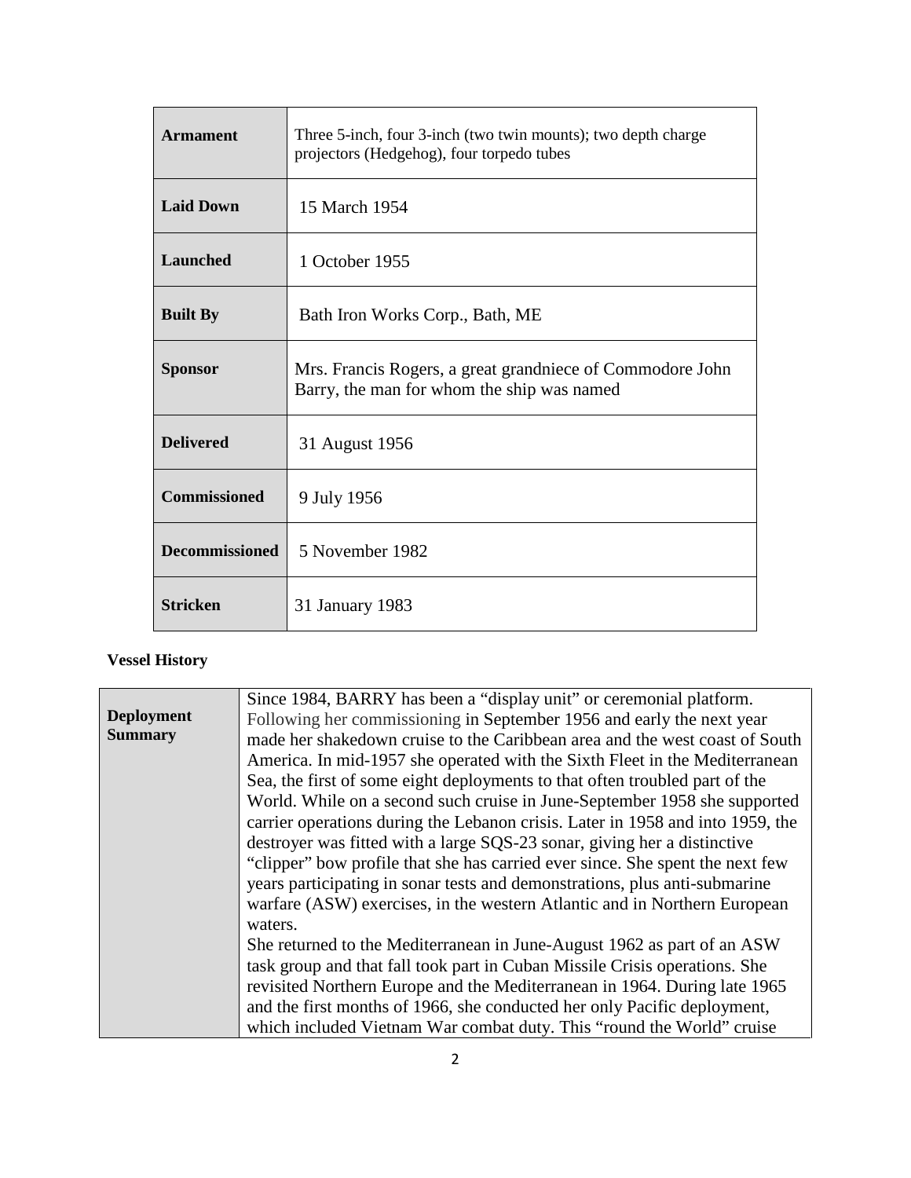| | |
|---|---|
| **Armament** | Three 5-inch, four 3-inch (two twin mounts); two depth charge projectors (Hedgehog), four torpedo tubes |
| **Laid Down** | 15 March 1954 |
| **Launched** | 1 October 1955 |
| **Built By** | Bath Iron Works Corp., Bath, ME |
| **Sponsor** | Mrs. Francis Rogers, a great grandniece of Commodore John Barry, the man for whom the ship was named |
| **Delivered** | 31 August 1956 |
| **Commissioned** | 9 July 1956 |
| **Decommissioned** | 5 November 1982 |
| **Stricken** | 31 January 1983 |

**Vessel History**

| | |
|---|---|
| **Deployment Summary** | Since 1984, BARRY has been a "display unit" or ceremonial platform. Following her commissioning in September 1956 and early the next year made her shakedown cruise to the Caribbean area and the west coast of South America. In mid-1957 she operated with the Sixth Fleet in the Mediterranean Sea, the first of some eight deployments to that often troubled part of the World. While on a second such cruise in June-September 1958 she supported carrier operations during the Lebanon crisis. Later in 1958 and into 1959, the destroyer was fitted with a large SQS-23 sonar, giving her a distinctive "clipper" bow profile that she has carried ever since. She spent the next few years participating in sonar tests and demonstrations, plus anti-submarine warfare (ASW) exercises, in the western Atlantic and in Northern European waters.<br>She returned to the Mediterranean in June-August 1962 as part of an ASW task group and that fall took part in Cuban Missile Crisis operations. She revisited Northern Europe and the Mediterranean in 1964. During late 1965 and the first months of 1966, she conducted her only Pacific deployment, which included Vietnam War combat duty. This "round the World" cruise |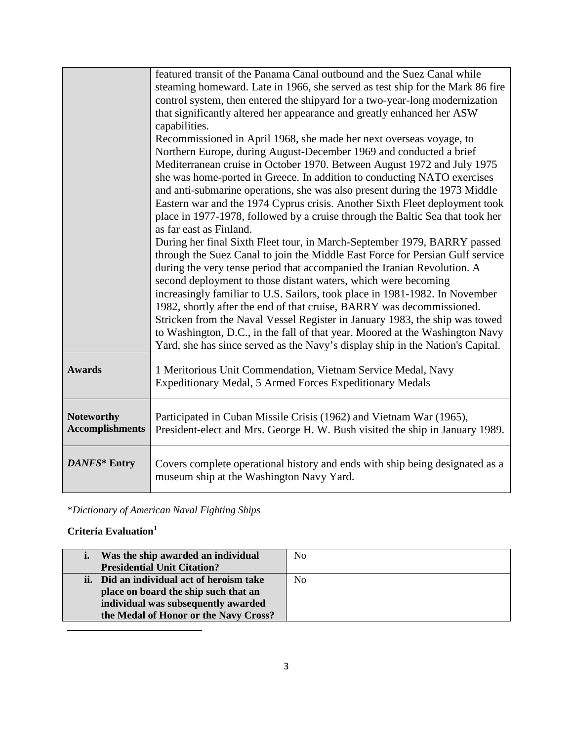| | |
|---|---|
| | featured transit of the Panama Canal outbound and the Suez Canal while steaming homeward. Late in 1966, she served as test ship for the Mark 86 fire control system, then entered the shipyard for a two-year-long modernization that significantly altered her appearance and greatly enhanced her ASW capabilities.<br>Recommissioned in April 1968, she made her next overseas voyage, to Northern Europe, during August-December 1969 and conducted a brief Mediterranean cruise in October 1970. Between August 1972 and July 1975 she was home-ported in Greece. In addition to conducting NATO exercises and anti-submarine operations, she was also present during the 1973 Middle Eastern war and the 1974 Cyprus crisis. Another Sixth Fleet deployment took place in 1977-1978, followed by a cruise through the Baltic Sea that took her as far east as Finland.<br>During her final Sixth Fleet tour, in March-September 1979, BARRY passed through the Suez Canal to join the Middle East Force for Persian Gulf service during the very tense period that accompanied the Iranian Revolution. A second deployment to those distant waters, which were becoming increasingly familiar to U.S. Sailors, took place in 1981-1982. In November 1982, shortly after the end of that cruise, BARRY was decommissioned. Stricken from the Naval Vessel Register in January 1983, the ship was towed to Washington, D.C., in the fall of that year. Moored at the Washington Navy Yard, she has since served as the Navy's display ship in the Nation's Capital. |
| **Awards** | 1 Meritorious Unit Commendation, Vietnam Service Medal, Navy Expeditionary Medal, 5 Armed Forces Expeditionary Medals |
| **Noteworthy Accomplishments** | Participated in Cuban Missile Crisis (1962) and Vietnam War (1965), President-elect and Mrs. George H. W. Bush visited the ship in January 1989. |
| ***DANFS*\* Entry** | Covers complete operational history and ends with ship being designated as a museum ship at the Washington Navy Yard. |

\**Dictionary of American Naval Fighting Ships*

**Criteria Evaluation**[1]

| | |
|---|---|
| **i. Was the ship awarded an individual Presidential Unit Citation?** | No |
| **ii. Did an individual act of heroism take place on board the ship such that an individual was subsequently awarded the Medal of Honor or the Navy Cross?** | No |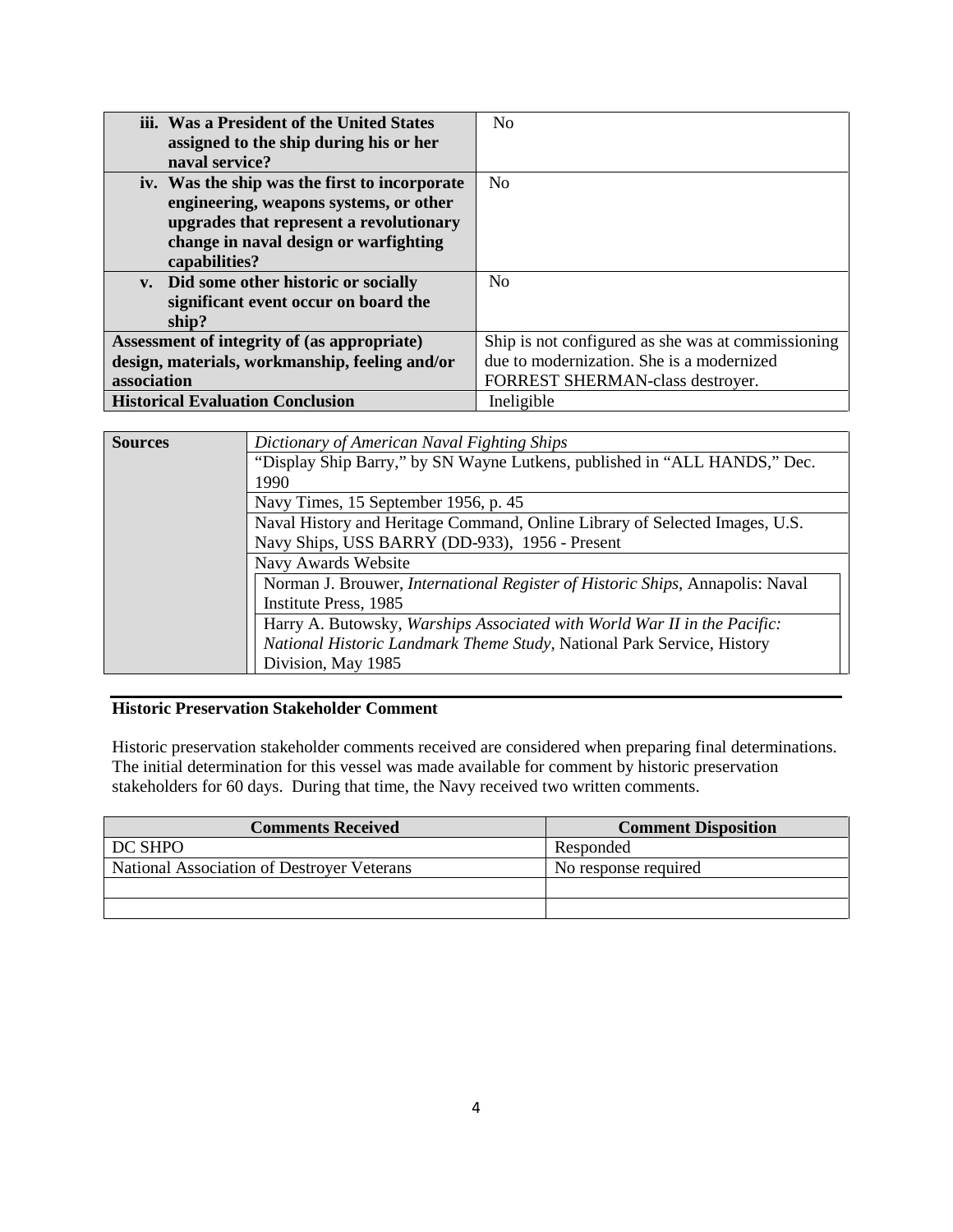| | |
|---|---|
| **iii. Was a President of the United States assigned to the ship during his or her naval service?** | No |
| **iv. Was the ship was the first to incorporate engineering, weapons systems, or other upgrades that represent a revolutionary change in naval design or warfighting capabilities?** | No |
| **v. Did some other historic or socially significant event occur on board the ship?** | No |
| **Assessment of integrity of (as appropriate) design, materials, workmanship, feeling and/or association** | Ship is not configured as she was at commissioning due to modernization. She is a modernized FORREST SHERMAN-class destroyer. |
| **Historical Evaluation Conclusion** | Ineligible |

| | |
|---|---|
| **Sources** | *Dictionary of American Naval Fighting Ships* |
| | "Display Ship Barry," by SN Wayne Lutkens, published in "ALL HANDS," Dec. 1990 |
| | Navy Times, 15 September 1956, p. 45 |
| | Naval History and Heritage Command, Online Library of Selected Images, U.S. Navy Ships, USS BARRY (DD-933), 1956 - Present |
| | Navy Awards Website |
| | Norman J. Brouwer, *International Register of Historic Ships*, Annapolis: Naval Institute Press, 1985 |
| | Harry A. Butowsky, *Warships Associated with World War II in the Pacific: National Historic Landmark Theme Study*, National Park Service, History Division, May 1985 |

## Historic Preservation Stakeholder Comment

Historic preservation stakeholder comments received are considered when preparing final determinations. The initial determination for this vessel was made available for comment by historic preservation stakeholders for 60 days. During that time, the Navy received two written comments.

| Comments Received | Comment Disposition |
|---|---|
| DC SHPO | Responded |
| National Association of Destroyer Veterans | No response required |
| | |
| | |